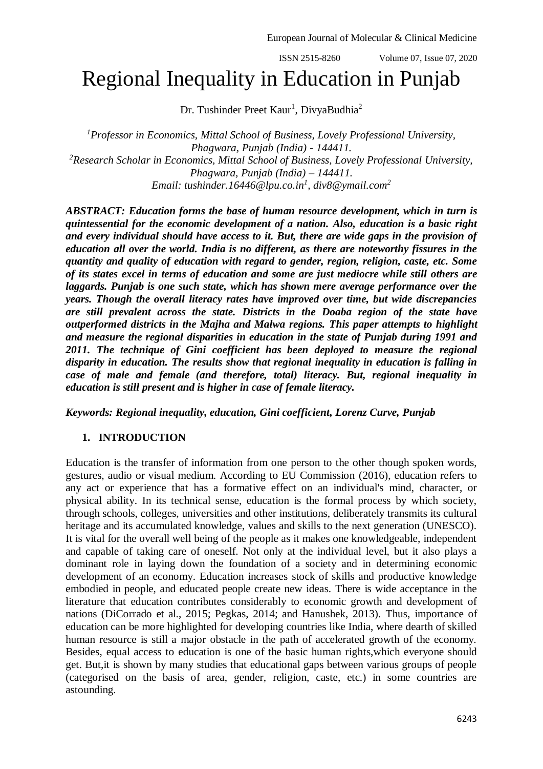# Regional Inequality in Education in Punjab

Dr. Tushinder Preet Kaur[1], DivyaBudhia[2]

[1]*Professor in Economics, Mittal School of Business, Lovely Professional University, Phagwara, Punjab (India) - 144411.*
[2]*Research Scholar in Economics, Mittal School of Business, Lovely Professional University, Phagwara, Punjab (India) – 144411.*
*Email: tushinder.16446@lpu.co.in[1], div8@ymail.com[2]*

***ABSTRACT: Education forms the base of human resource development, which in turn is quintessential for the economic development of a nation. Also, education is a basic right and every individual should have access to it. But, there are wide gaps in the provision of education all over the world. India is no different, as there are noteworthy fissures in the quantity and quality of education with regard to gender, region, religion, caste, etc. Some of its states excel in terms of education and some are just mediocre while still others are laggards. Punjab is one such state, which has shown mere average performance over the years. Though the overall literacy rates have improved over time, but wide discrepancies are still prevalent across the state. Districts in the Doaba region of the state have outperformed districts in the Majha and Malwa regions. This paper attempts to highlight and measure the regional disparities in education in the state of Punjab during 1991 and 2011. The technique of Gini coefficient has been deployed to measure the regional disparity in education. The results show that regional inequality in education is falling in case of male and female (and therefore, total) literacy. But, regional inequality in education is still present and is higher in case of female literacy.***

***Keywords: Regional inequality, education, Gini coefficient, Lorenz Curve, Punjab***

## 1. INTRODUCTION

Education is the transfer of information from one person to the other though spoken words, gestures, audio or visual medium. According to EU Commission (2016), education refers to any act or experience that has a formative effect on an individual's mind, character, or physical ability. In its technical sense, education is the formal process by which society, through schools, colleges, universities and other institutions, deliberately transmits its cultural heritage and its accumulated knowledge, values and skills to the next generation (UNESCO). It is vital for the overall well being of the people as it makes one knowledgeable, independent and capable of taking care of oneself. Not only at the individual level, but it also plays a dominant role in laying down the foundation of a society and in determining economic development of an economy. Education increases stock of skills and productive knowledge embodied in people, and educated people create new ideas. There is wide acceptance in the literature that education contributes considerably to economic growth and development of nations (DiCorrado et al., 2015; Pegkas, 2014; and Hanushek, 2013). Thus, importance of education can be more highlighted for developing countries like India, where dearth of skilled human resource is still a major obstacle in the path of accelerated growth of the economy. Besides, equal access to education is one of the basic human rights,which everyone should get. But,it is shown by many studies that educational gaps between various groups of people (categorised on the basis of area, gender, religion, caste, etc.) in some countries are astounding.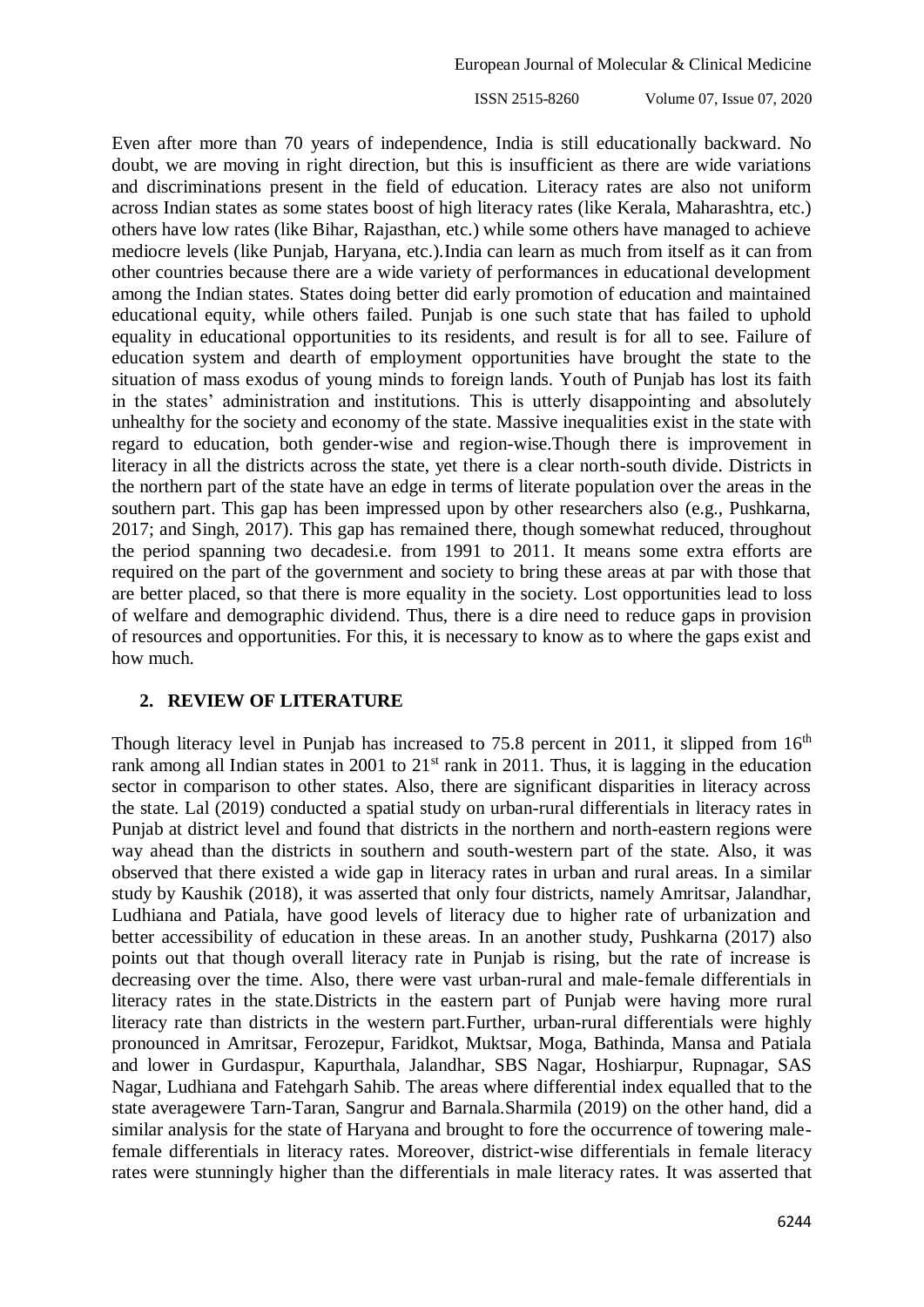Even after more than 70 years of independence, India is still educationally backward. No doubt, we are moving in right direction, but this is insufficient as there are wide variations and discriminations present in the field of education. Literacy rates are also not uniform across Indian states as some states boost of high literacy rates (like Kerala, Maharashtra, etc.) others have low rates (like Bihar, Rajasthan, etc.) while some others have managed to achieve mediocre levels (like Punjab, Haryana, etc.).India can learn as much from itself as it can from other countries because there are a wide variety of performances in educational development among the Indian states. States doing better did early promotion of education and maintained educational equity, while others failed. Punjab is one such state that has failed to uphold equality in educational opportunities to its residents, and result is for all to see. Failure of education system and dearth of employment opportunities have brought the state to the situation of mass exodus of young minds to foreign lands. Youth of Punjab has lost its faith in the states' administration and institutions. This is utterly disappointing and absolutely unhealthy for the society and economy of the state. Massive inequalities exist in the state with regard to education, both gender-wise and region-wise.Though there is improvement in literacy in all the districts across the state, yet there is a clear north-south divide. Districts in the northern part of the state have an edge in terms of literate population over the areas in the southern part. This gap has been impressed upon by other researchers also (e.g., Pushkarna, 2017; and Singh, 2017). This gap has remained there, though somewhat reduced, throughout the period spanning two decadesi.e. from 1991 to 2011. It means some extra efforts are required on the part of the government and society to bring these areas at par with those that are better placed, so that there is more equality in the society. Lost opportunities lead to loss of welfare and demographic dividend. Thus, there is a dire need to reduce gaps in provision of resources and opportunities. For this, it is necessary to know as to where the gaps exist and how much.

## 2. REVIEW OF LITERATURE

Though literacy level in Punjab has increased to 75.8 percent in 2011, it slipped from 16th rank among all Indian states in 2001 to 21st rank in 2011. Thus, it is lagging in the education sector in comparison to other states. Also, there are significant disparities in literacy across the state. Lal (2019) conducted a spatial study on urban-rural differentials in literacy rates in Punjab at district level and found that districts in the northern and north-eastern regions were way ahead than the districts in southern and south-western part of the state. Also, it was observed that there existed a wide gap in literacy rates in urban and rural areas. In a similar study by Kaushik (2018), it was asserted that only four districts, namely Amritsar, Jalandhar, Ludhiana and Patiala, have good levels of literacy due to higher rate of urbanization and better accessibility of education in these areas. In an another study, Pushkarna (2017) also points out that though overall literacy rate in Punjab is rising, but the rate of increase is decreasing over the time. Also, there were vast urban-rural and male-female differentials in literacy rates in the state.Districts in the eastern part of Punjab were having more rural literacy rate than districts in the western part.Further, urban-rural differentials were highly pronounced in Amritsar, Ferozepur, Faridkot, Muktsar, Moga, Bathinda, Mansa and Patiala and lower in Gurdaspur, Kapurthala, Jalandhar, SBS Nagar, Hoshiarpur, Rupnagar, SAS Nagar, Ludhiana and Fatehgarh Sahib. The areas where differential index equalled that to the state averagewere Tarn-Taran, Sangrur and Barnala.Sharmila (2019) on the other hand, did a similar analysis for the state of Haryana and brought to fore the occurrence of towering male-female differentials in literacy rates. Moreover, district-wise differentials in female literacy rates were stunningly higher than the differentials in male literacy rates. It was asserted that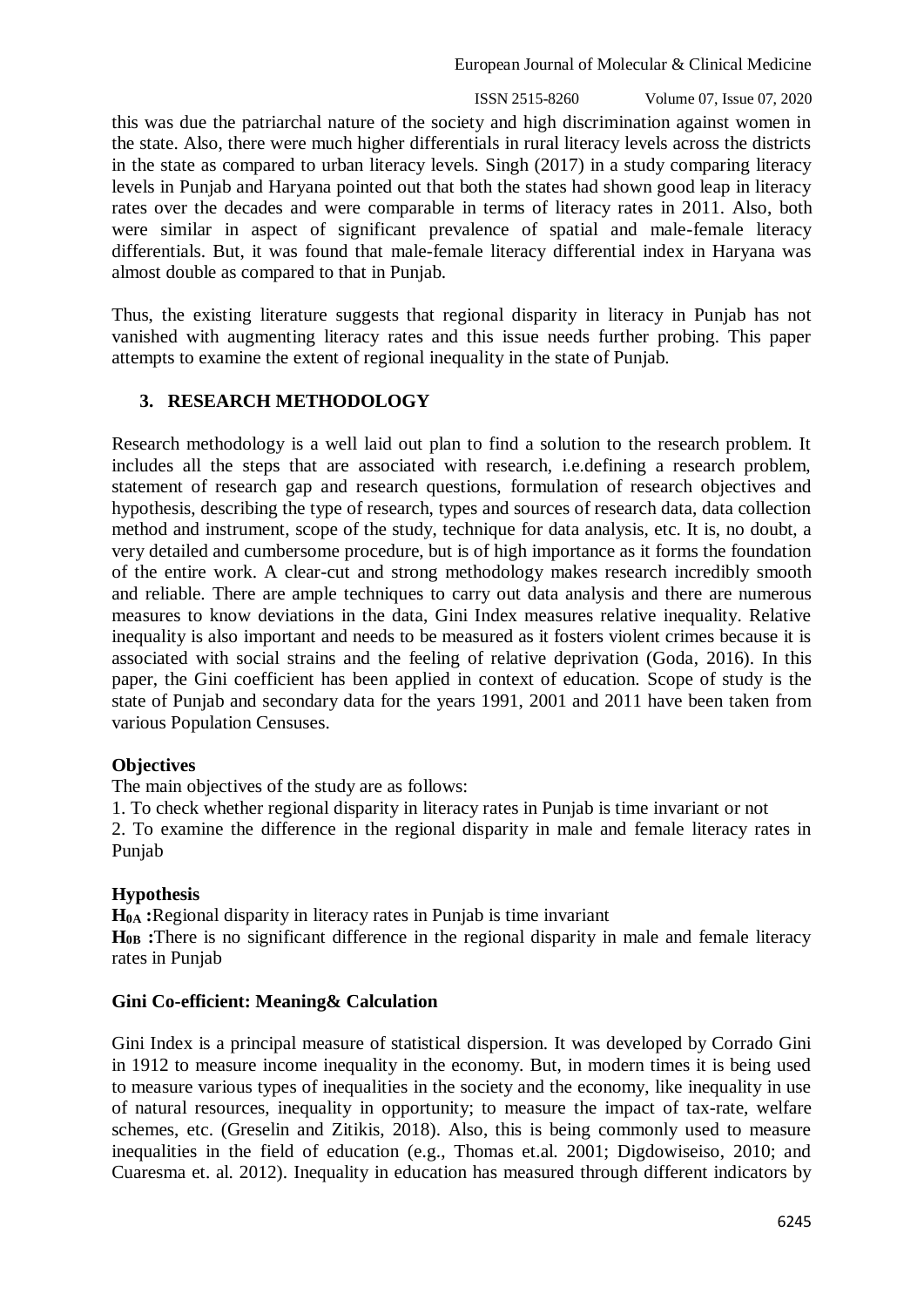this was due the patriarchal nature of the society and high discrimination against women in the state. Also, there were much higher differentials in rural literacy levels across the districts in the state as compared to urban literacy levels. Singh (2017) in a study comparing literacy levels in Punjab and Haryana pointed out that both the states had shown good leap in literacy rates over the decades and were comparable in terms of literacy rates in 2011. Also, both were similar in aspect of significant prevalence of spatial and male-female literacy differentials. But, it was found that male-female literacy differential index in Haryana was almost double as compared to that in Punjab.

Thus, the existing literature suggests that regional disparity in literacy in Punjab has not vanished with augmenting literacy rates and this issue needs further probing. This paper attempts to examine the extent of regional inequality in the state of Punjab.

## 3. RESEARCH METHODOLOGY

Research methodology is a well laid out plan to find a solution to the research problem. It includes all the steps that are associated with research, i.e.defining a research problem, statement of research gap and research questions, formulation of research objectives and hypothesis, describing the type of research, types and sources of research data, data collection method and instrument, scope of the study, technique for data analysis, etc. It is, no doubt, a very detailed and cumbersome procedure, but is of high importance as it forms the foundation of the entire work. A clear-cut and strong methodology makes research incredibly smooth and reliable. There are ample techniques to carry out data analysis and there are numerous measures to know deviations in the data, Gini Index measures relative inequality. Relative inequality is also important and needs to be measured as it fosters violent crimes because it is associated with social strains and the feeling of relative deprivation (Goda, 2016). In this paper, the Gini coefficient has been applied in context of education. Scope of study is the state of Punjab and secondary data for the years 1991, 2001 and 2011 have been taken from various Population Censuses.

### Objectives

The main objectives of the study are as follows:

1. To check whether regional disparity in literacy rates in Punjab is time invariant or not
2. To examine the difference in the regional disparity in male and female literacy rates in Punjab

### Hypothesis

**$H_{0A}$ :**Regional disparity in literacy rates in Punjab is time invariant

**$H_{0B}$ :**There is no significant difference in the regional disparity in male and female literacy rates in Punjab

### Gini Co-efficient: Meaning& Calculation

Gini Index is a principal measure of statistical dispersion. It was developed by Corrado Gini in 1912 to measure income inequality in the economy. But, in modern times it is being used to measure various types of inequalities in the society and the economy, like inequality in use of natural resources, inequality in opportunity; to measure the impact of tax-rate, welfare schemes, etc. (Greselin and Zitikis, 2018). Also, this is being commonly used to measure inequalities in the field of education (e.g., Thomas et.al. 2001; Digdowiseiso, 2010; and Cuaresma et. al. 2012). Inequality in education has measured through different indicators by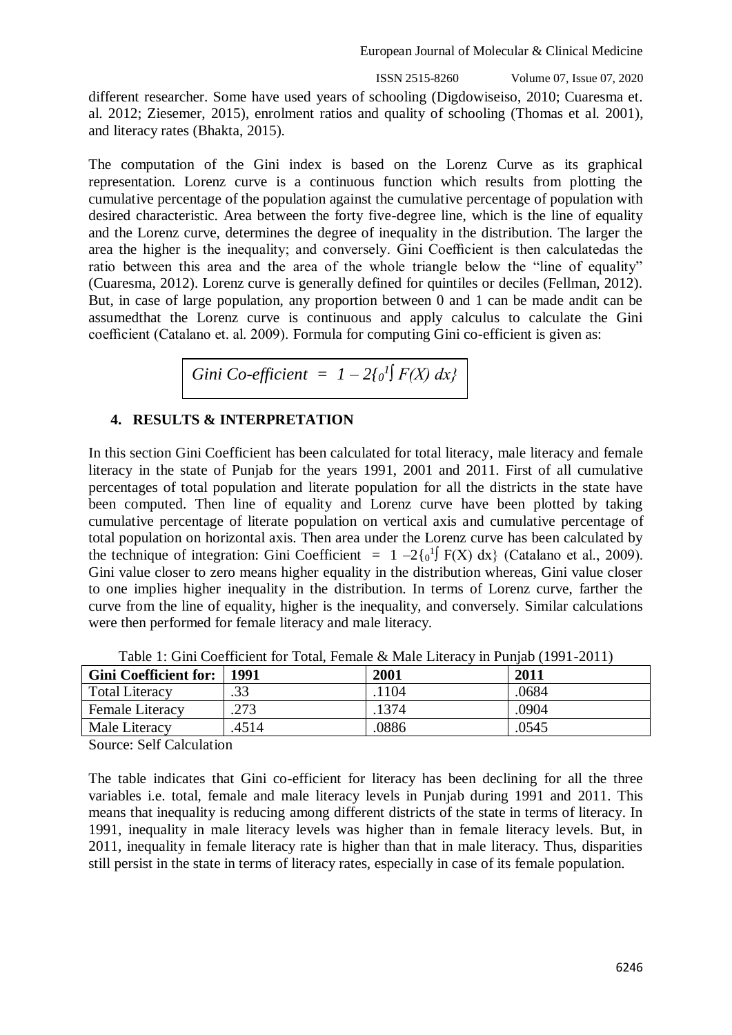different researcher. Some have used years of schooling (Digdowiseiso, 2010; Cuaresma et. al. 2012; Ziesemer, 2015), enrolment ratios and quality of schooling (Thomas et al. 2001), and literacy rates (Bhakta, 2015).

The computation of the Gini index is based on the Lorenz Curve as its graphical representation. Lorenz curve is a continuous function which results from plotting the cumulative percentage of the population against the cumulative percentage of population with desired characteristic. Area between the forty five-degree line, which is the line of equality and the Lorenz curve, determines the degree of inequality in the distribution. The larger the area the higher is the inequality; and conversely. Gini Coefficient is then calculatedas the ratio between this area and the area of the whole triangle below the "line of equality" (Cuaresma, 2012). Lorenz curve is generally defined for quintiles or deciles (Fellman, 2012). But, in case of large population, any proportion between 0 and 1 can be made andit can be assumedthat the Lorenz curve is continuous and apply calculus to calculate the Gini coefficient (Catalano et. al. 2009). Formula for computing Gini co-efficient is given as:

$$\text{Gini Co-efficient} = 1 - 2\left\{\int_0^1 F(X)\, dx\right\}$$

## 4. RESULTS & INTERPRETATION

In this section Gini Coefficient has been calculated for total literacy, male literacy and female literacy in the state of Punjab for the years 1991, 2001 and 2011. First of all cumulative percentages of total population and literate population for all the districts in the state have been computed. Then line of equality and Lorenz curve have been plotted by taking cumulative percentage of literate population on vertical axis and cumulative percentage of total population on horizontal axis. Then area under the Lorenz curve has been calculated by the technique of integration: Gini Coefficient $= 1 - 2\{\int_0^1 F(X)\, dx\}$ (Catalano et al., 2009). Gini value closer to zero means higher equality in the distribution whereas, Gini value closer to one implies higher inequality in the distribution. In terms of Lorenz curve, farther the curve from the line of equality, higher is the inequality, and conversely. Similar calculations were then performed for female literacy and male literacy.

Table 1: Gini Coefficient for Total, Female & Male Literacy in Punjab (1991-2011)

| Gini Coefficient for: | 1991 | 2001 | 2011 |
|---|---|---|---|
| Total Literacy | .33 | .1104 | .0684 |
| Female Literacy | .273 | .1374 | .0904 |
| Male Literacy | .4514 | .0886 | .0545 |

Source: Self Calculation

The table indicates that Gini co-efficient for literacy has been declining for all the three variables i.e. total, female and male literacy levels in Punjab during 1991 and 2011. This means that inequality is reducing among different districts of the state in terms of literacy. In 1991, inequality in male literacy levels was higher than in female literacy levels. But, in 2011, inequality in female literacy rate is higher than that in male literacy. Thus, disparities still persist in the state in terms of literacy rates, especially in case of its female population.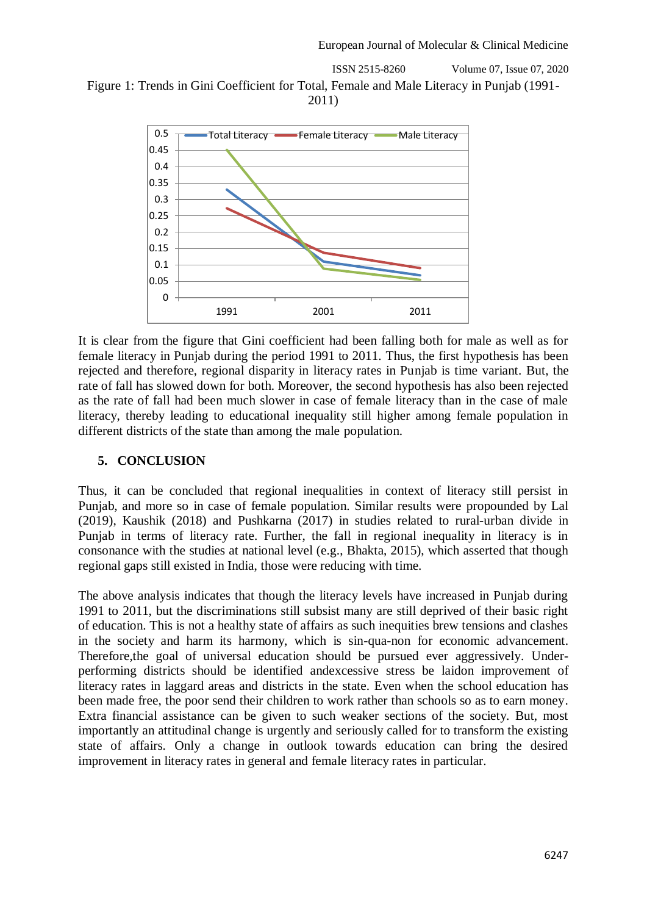Figure 1: Trends in Gini Coefficient for Total, Female and Male Literacy in Punjab (1991-2011)

It is clear from the figure that Gini coefficient had been falling both for male as well as for female literacy in Punjab during the period 1991 to 2011. Thus, the first hypothesis has been rejected and therefore, regional disparity in literacy rates in Punjab is time variant. But, the rate of fall has slowed down for both. Moreover, the second hypothesis has also been rejected as the rate of fall had been much slower in case of female literacy than in the case of male literacy, thereby leading to educational inequality still higher among female population in different districts of the state than among the male population.

## 5. CONCLUSION

Thus, it can be concluded that regional inequalities in context of literacy still persist in Punjab, and more so in case of female population. Similar results were propounded by Lal (2019), Kaushik (2018) and Pushkarna (2017) in studies related to rural-urban divide in Punjab in terms of literacy rate. Further, the fall in regional inequality in literacy is in consonance with the studies at national level (e.g., Bhakta, 2015), which asserted that though regional gaps still existed in India, those were reducing with time.

The above analysis indicates that though the literacy levels have increased in Punjab during 1991 to 2011, but the discriminations still subsist many are still deprived of their basic right of education. This is not a healthy state of affairs as such inequities brew tensions and clashes in the society and harm its harmony, which is sin-qua-non for economic advancement. Therefore,the goal of universal education should be pursued ever aggressively. Under-performing districts should be identified andexcessive stress be laidon improvement of literacy rates in laggard areas and districts in the state. Even when the school education has been made free, the poor send their children to work rather than schools so as to earn money. Extra financial assistance can be given to such weaker sections of the society. But, most importantly an attitudinal change is urgently and seriously called for to transform the existing state of affairs. Only a change in outlook towards education can bring the desired improvement in literacy rates in general and female literacy rates in particular.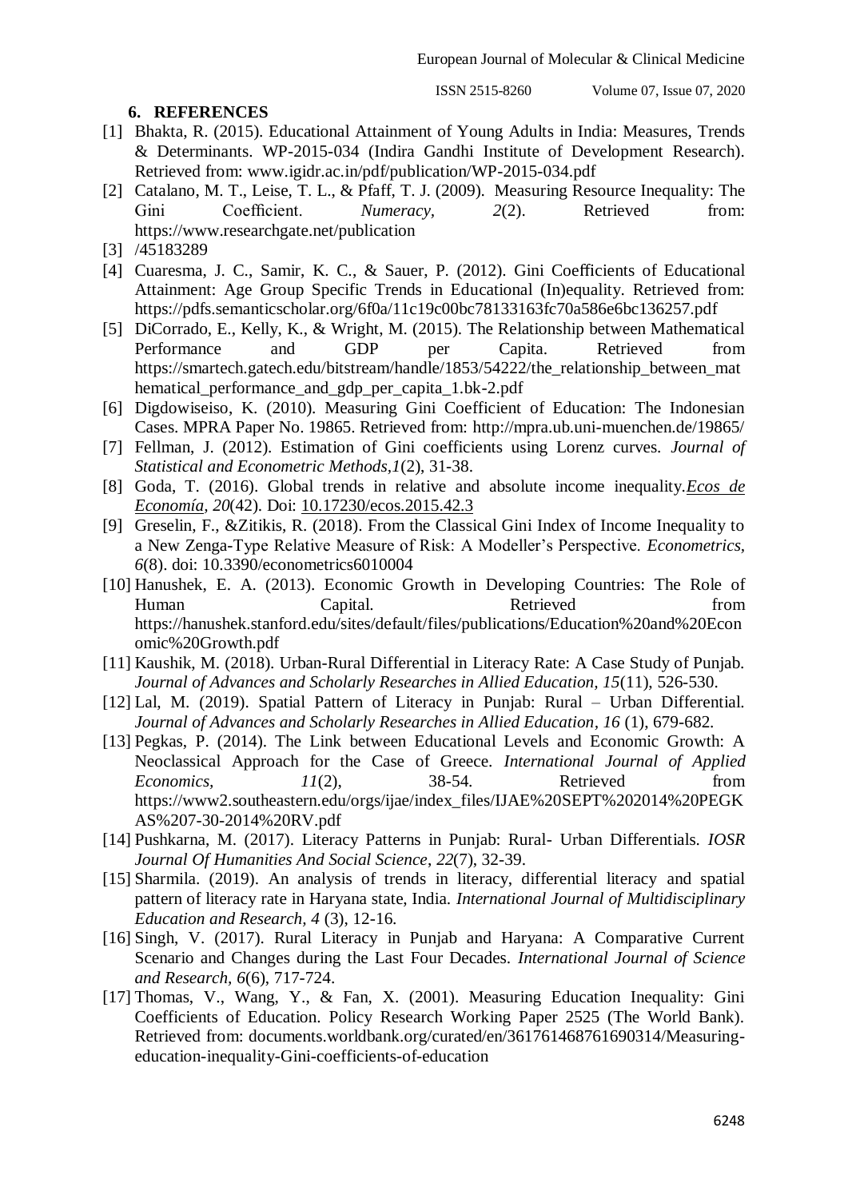## 6. REFERENCES

[1] Bhakta, R. (2015). Educational Attainment of Young Adults in India: Measures, Trends & Determinants. WP-2015-034 (Indira Gandhi Institute of Development Research). Retrieved from: www.igidr.ac.in/pdf/publication/WP-2015-034.pdf

[2] Catalano, M. T., Leise, T. L., & Pfaff, T. J. (2009). Measuring Resource Inequality: The Gini Coefficient. *Numeracy, 2*(2). Retrieved from: https://www.researchgate.net/publication

[3] /45183289

[4] Cuaresma, J. C., Samir, K. C., & Sauer, P. (2012). Gini Coefficients of Educational Attainment: Age Group Specific Trends in Educational (In)equality. Retrieved from: https://pdfs.semanticscholar.org/6f0a/11c19c00bc78133163fc70a586e6bc136257.pdf

[5] DiCorrado, E., Kelly, K., & Wright, M. (2015). The Relationship between Mathematical Performance and GDP per Capita. Retrieved from https://smartech.gatech.edu/bitstream/handle/1853/54222/the_relationship_between_mathematical_performance_and_gdp_per_capita_1.bk-2.pdf

[6] Digdowiseiso, K. (2010). Measuring Gini Coefficient of Education: The Indonesian Cases. MPRA Paper No. 19865. Retrieved from: http://mpra.ub.uni-muenchen.de/19865/

[7] Fellman, J. (2012). Estimation of Gini coefficients using Lorenz curves. *Journal of Statistical and Econometric Methods,1*(2), 31-38.

[8] Goda, T. (2016). Global trends in relative and absolute income inequality.*Ecos de Economía, 20*(42). Doi: 10.17230/ecos.2015.42.3

[9] Greselin, F., &Zitikis, R. (2018). From the Classical Gini Index of Income Inequality to a New Zenga-Type Relative Measure of Risk: A Modeller's Perspective. *Econometrics, 6*(8). doi: 10.3390/econometrics6010004

[10] Hanushek, E. A. (2013). Economic Growth in Developing Countries: The Role of Human Capital. Retrieved from https://hanushek.stanford.edu/sites/default/files/publications/Education%20and%20Economic%20Growth.pdf

[11] Kaushik, M. (2018). Urban-Rural Differential in Literacy Rate: A Case Study of Punjab. *Journal of Advances and Scholarly Researches in Allied Education, 15*(11), 526-530.

[12] Lal, M. (2019). Spatial Pattern of Literacy in Punjab: Rural – Urban Differential. *Journal of Advances and Scholarly Researches in Allied Education, 16* (1), 679-682.

[13] Pegkas, P. (2014). The Link between Educational Levels and Economic Growth: A Neoclassical Approach for the Case of Greece. *International Journal of Applied Economics, 11*(2), 38-54. Retrieved from https://www2.southeastern.edu/orgs/ijae/index_files/IJAE%20SEPT%202014%20PEGKAS%207-30-2014%20RV.pdf

[14] Pushkarna, M. (2017). Literacy Patterns in Punjab: Rural- Urban Differentials. *IOSR Journal Of Humanities And Social Science, 22*(7), 32-39.

[15] Sharmila. (2019). An analysis of trends in literacy, differential literacy and spatial pattern of literacy rate in Haryana state, India. *International Journal of Multidisciplinary Education and Research, 4* (3), 12-16.

[16] Singh, V. (2017). Rural Literacy in Punjab and Haryana: A Comparative Current Scenario and Changes during the Last Four Decades. *International Journal of Science and Research, 6*(6), 717-724.

[17] Thomas, V., Wang, Y., & Fan, X. (2001). Measuring Education Inequality: Gini Coefficients of Education. Policy Research Working Paper 2525 (The World Bank). Retrieved from: documents.worldbank.org/curated/en/361761468761690314/Measuring-education-inequality-Gini-coefficients-of-education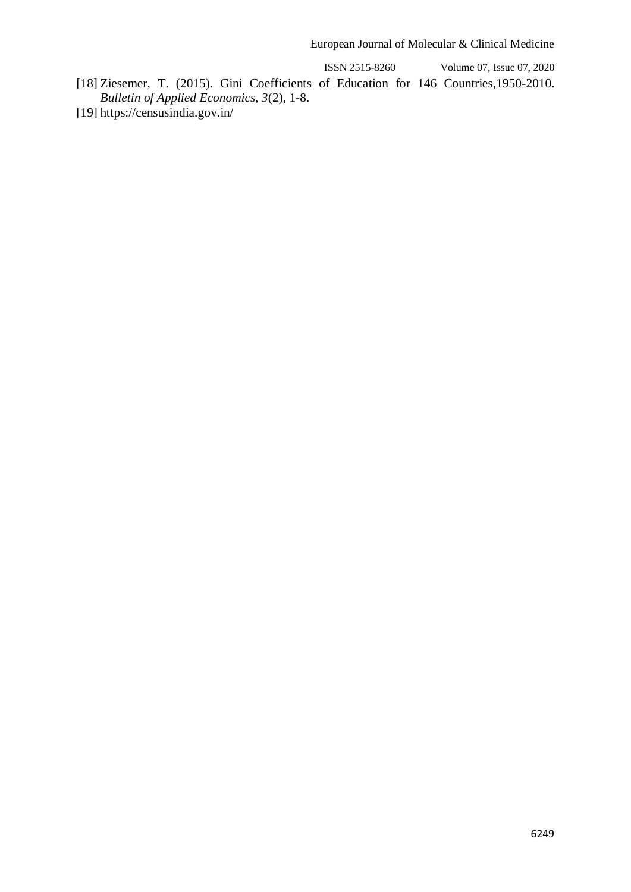[18] Ziesemer, T. (2015). Gini Coefficients of Education for 146 Countries,1950-2010. *Bulletin of Applied Economics*, *3*(2), 1-8.

[19] https://censusindia.gov.in/